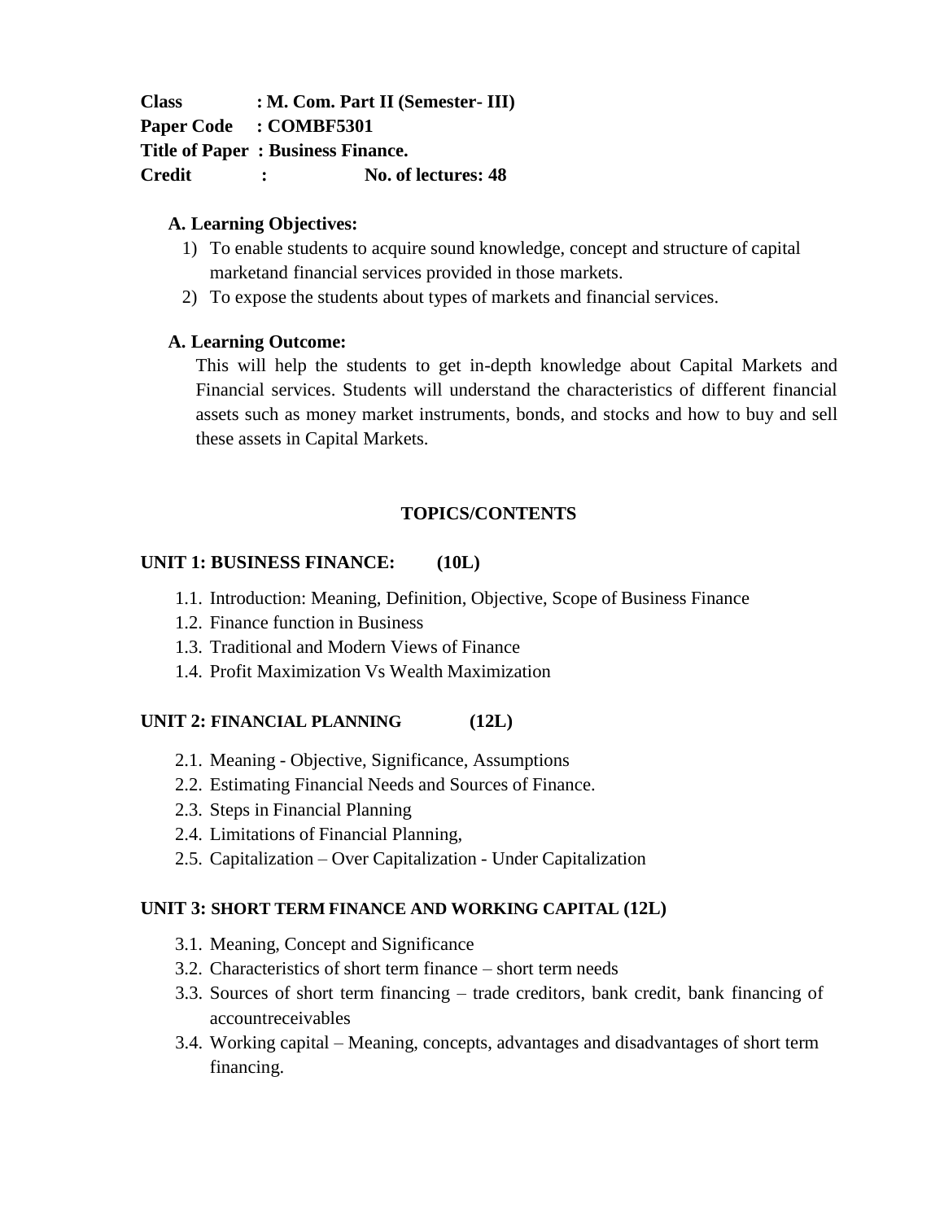**Class : M. Com. Part II (Semester- III)**
**Paper Code : COMBF5301**
**Title of Paper : Business Finance.**
**Credit : No. of lectures: 48**

### A. Learning Objectives:

1) To enable students to acquire sound knowledge, concept and structure of capital marketand financial services provided in those markets.
2) To expose the students about types of markets and financial services.

### A. Learning Outcome:

This will help the students to get in-depth knowledge about Capital Markets and Financial services. Students will understand the characteristics of different financial assets such as money market instruments, bonds, and stocks and how to buy and sell these assets in Capital Markets.

## TOPICS/CONTENTS

### UNIT 1: BUSINESS FINANCE: (10L)

1.1. Introduction: Meaning, Definition, Objective, Scope of Business Finance
1.2. Finance function in Business
1.3. Traditional and Modern Views of Finance
1.4. Profit Maximization Vs Wealth Maximization

### UNIT 2: FINANCIAL PLANNING (12L)

2.1. Meaning - Objective, Significance, Assumptions
2.2. Estimating Financial Needs and Sources of Finance.
2.3. Steps in Financial Planning
2.4. Limitations of Financial Planning,
2.5. Capitalization – Over Capitalization - Under Capitalization

### UNIT 3: SHORT TERM FINANCE AND WORKING CAPITAL (12L)

3.1. Meaning, Concept and Significance
3.2. Characteristics of short term finance – short term needs
3.3. Sources of short term financing – trade creditors, bank credit, bank financing of accountreceivables
3.4. Working capital – Meaning, concepts, advantages and disadvantages of short term financing.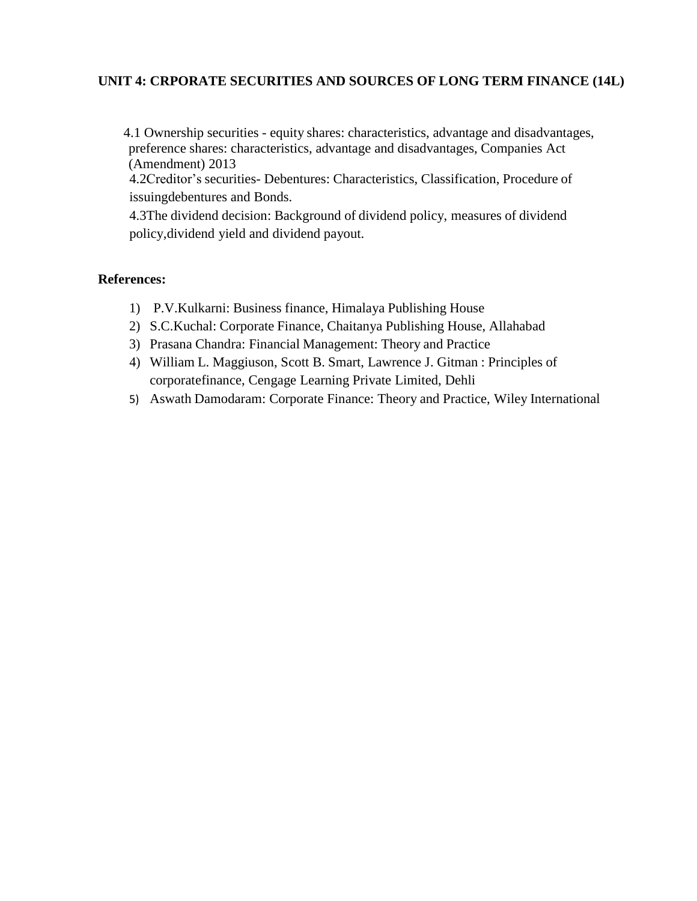**UNIT 4: CRPORATE SECURITIES AND SOURCES OF LONG TERM FINANCE (14L)**

4.1 Ownership securities - equity shares: characteristics, advantage and disadvantages, preference shares: characteristics, advantage and disadvantages, Companies Act (Amendment) 2013

4.2Creditor's securities- Debentures: Characteristics, Classification, Procedure of issuingdebentures and Bonds.

4.3The dividend decision: Background of dividend policy, measures of dividend policy,dividend yield and dividend payout.

**References:**

1) P.V.Kulkarni: Business finance, Himalaya Publishing House
2) S.C.Kuchal: Corporate Finance, Chaitanya Publishing House, Allahabad
3) Prasana Chandra: Financial Management: Theory and Practice
4) William L. Maggiuson, Scott B. Smart, Lawrence J. Gitman : Principles of corporatefinance, Cengage Learning Private Limited, Dehli
5) Aswath Damodaram: Corporate Finance: Theory and Practice, Wiley International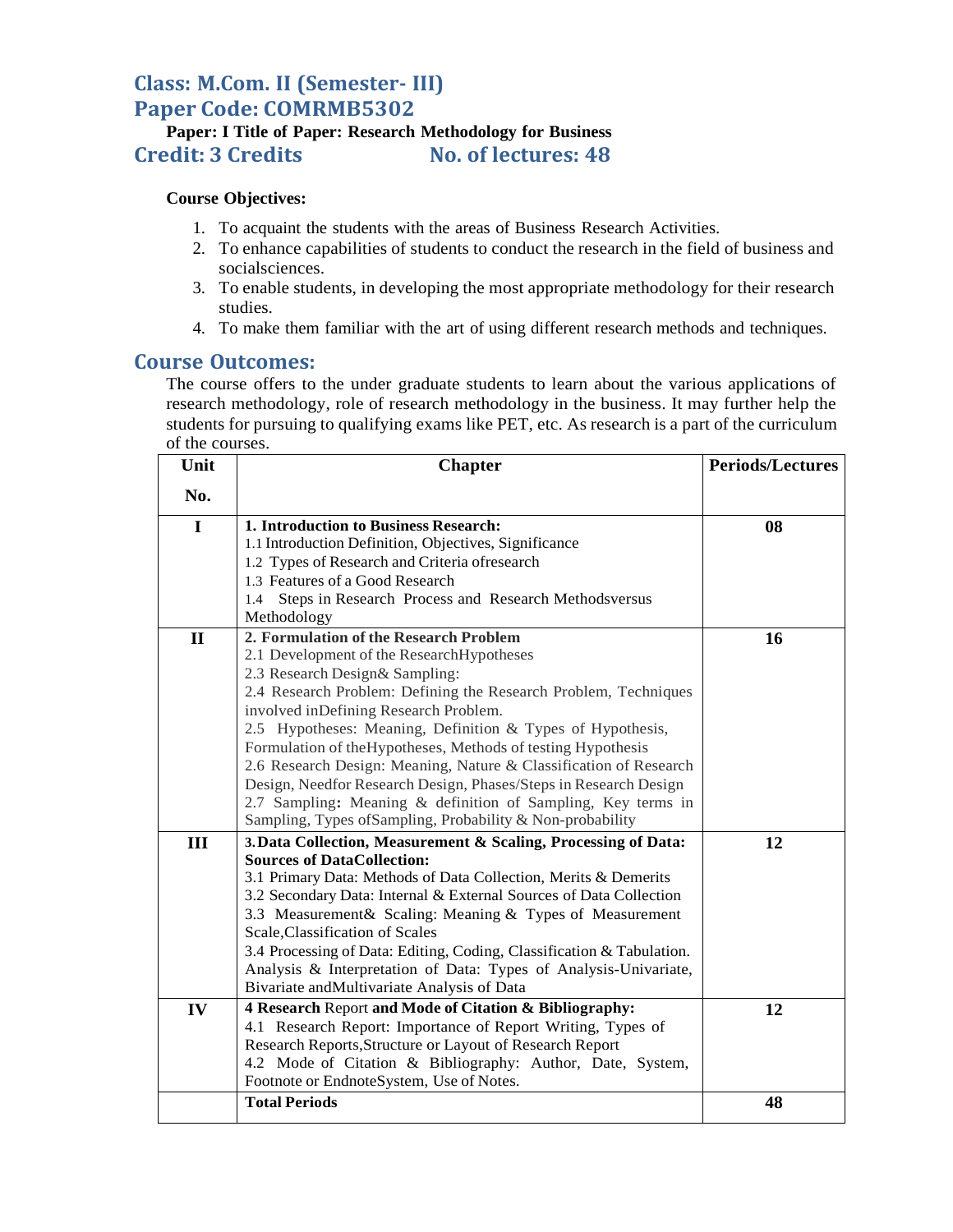## Class: M.Com. II (Semester- III)
## Paper Code: COMRMB5302

**Paper: I Title of Paper: Research Methodology for Business**

## Credit: 3 Credits No. of lectures: 48

**Course Objectives:**

1. To acquaint the students with the areas of Business Research Activities.
2. To enhance capabilities of students to conduct the research in the field of business and socialsciences.
3. To enable students, in developing the most appropriate methodology for their research studies.
4. To make them familiar with the art of using different research methods and techniques.

## Course Outcomes:

The course offers to the under graduate students to learn about the various applications of research methodology, role of research methodology in the business. It may further help the students for pursuing to qualifying exams like PET, etc. As research is a part of the curriculum of the courses.

| Unit No. | Chapter | Periods/Lectures |
|---|---|---|
| I | **1. Introduction to Business Research:**<br>1.1 Introduction Definition, Objectives, Significance<br>1.2 Types of Research and Criteria ofresearch<br>1.3 Features of a Good Research<br>1.4 Steps in Research Process and Research Methodsversus Methodology | 08 |
| II | **2. Formulation of the Research Problem**<br>2.1 Development of the ResearchHypotheses<br>2.3 Research Design& Sampling:<br>2.4 Research Problem: Defining the Research Problem, Techniques involved inDefining Research Problem.<br>2.5 Hypotheses: Meaning, Definition & Types of Hypothesis, Formulation of theHypotheses, Methods of testing Hypothesis<br>2.6 Research Design: Meaning, Nature & Classification of Research Design, Needfor Research Design, Phases/Steps in Research Design<br>2.7 Sampling**:** Meaning & definition of Sampling, Key terms in Sampling, Types ofSampling, Probability & Non-probability | 16 |
| III | **3. Data Collection, Measurement & Scaling, Processing of Data: Sources of DataCollection:**<br>3.1 Primary Data: Methods of Data Collection, Merits & Demerits<br>3.2 Secondary Data: Internal & External Sources of Data Collection<br>3.3 Measurement& Scaling: Meaning & Types of Measurement Scale,Classification of Scales<br>3.4 Processing of Data: Editing, Coding, Classification & Tabulation. Analysis & Interpretation of Data: Types of Analysis-Univariate, Bivariate andMultivariate Analysis of Data | 12 |
| IV | **4 Research** Report **and Mode of Citation & Bibliography:**<br>4.1 Research Report: Importance of Report Writing, Types of Research Reports,Structure or Layout of Research Report<br>4.2 Mode of Citation & Bibliography: Author, Date, System, Footnote or EndnoteSystem, Use of Notes. | 12 |
| | **Total Periods** | 48 |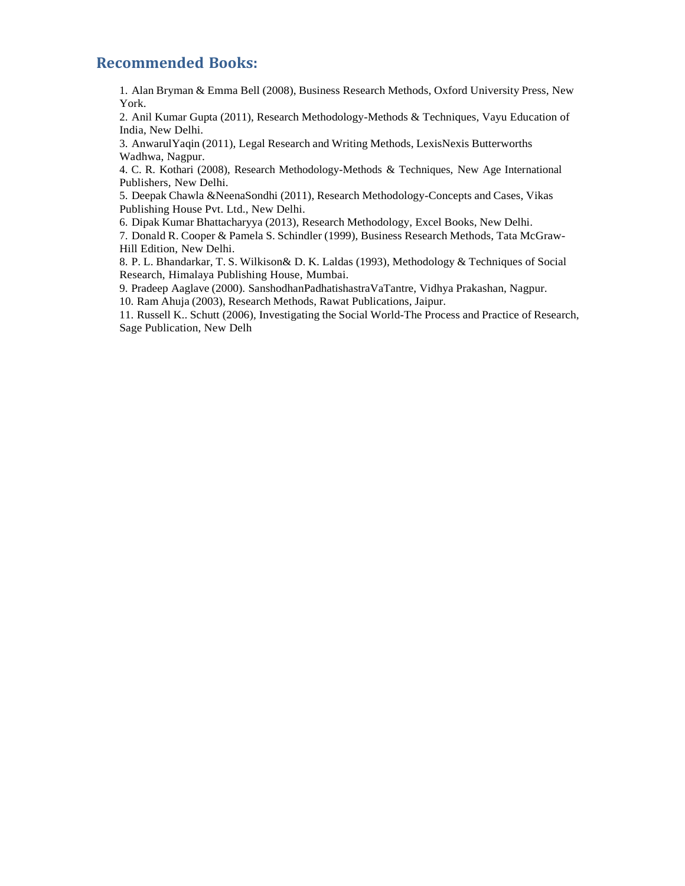## Recommended Books:

1. Alan Bryman & Emma Bell (2008), Business Research Methods, Oxford University Press, New York.
2. Anil Kumar Gupta (2011), Research Methodology-Methods & Techniques, Vayu Education of India, New Delhi.
3. AnwarulYaqin (2011), Legal Research and Writing Methods, LexisNexis Butterworths Wadhwa, Nagpur.
4. C. R. Kothari (2008), Research Methodology-Methods & Techniques, New Age International Publishers, New Delhi.
5. Deepak Chawla &NeenaSondhi (2011), Research Methodology-Concepts and Cases, Vikas Publishing House Pvt. Ltd., New Delhi.
6. Dipak Kumar Bhattacharyya (2013), Research Methodology, Excel Books, New Delhi.
7. Donald R. Cooper & Pamela S. Schindler (1999), Business Research Methods, Tata McGraw-Hill Edition, New Delhi.
8. P. L. Bhandarkar, T. S. Wilkison& D. K. Laldas (1993), Methodology & Techniques of Social Research, Himalaya Publishing House, Mumbai.
9. Pradeep Aaglave (2000). SanshodhanPadhatishastraVaTantre, Vidhya Prakashan, Nagpur.
10. Ram Ahuja (2003), Research Methods, Rawat Publications, Jaipur.
11. Russell K.. Schutt (2006), Investigating the Social World-The Process and Practice of Research, Sage Publication, New Delh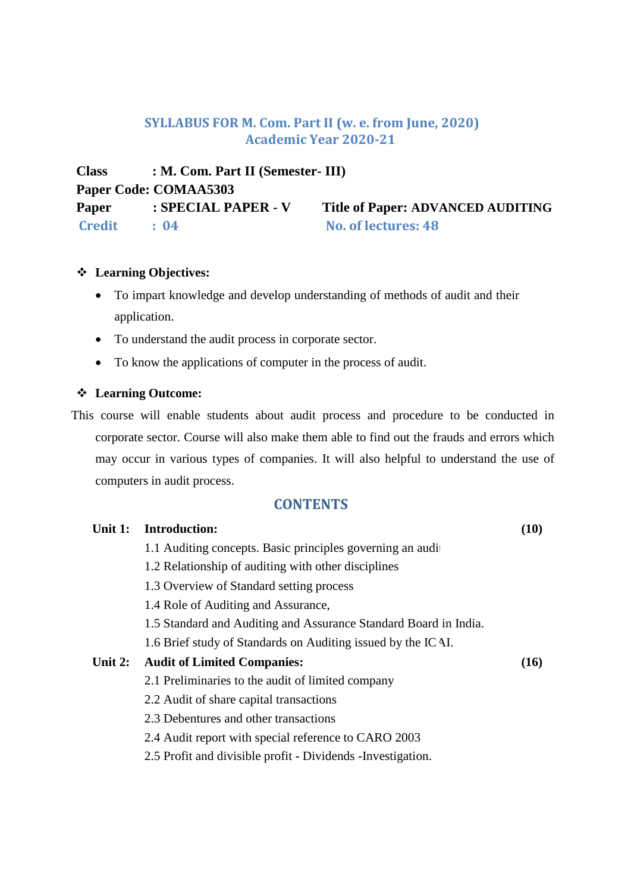## SYLLABUS FOR M. Com. Part II (w. e. from June, 2020)
## Academic Year 2020-21

**Class : M. Com. Part II (Semester- III)**
**Paper Code: COMAA5303**
**Paper : SPECIAL PAPER - V** **Title of Paper: ADVANCED AUDITING**
**Credit : 04** **No. of lectures: 48**

❖ **Learning Objectives:**

- To impart knowledge and develop understanding of methods of audit and their application.
- To understand the audit process in corporate sector.
- To know the applications of computer in the process of audit.

❖ **Learning Outcome:**

This course will enable students about audit process and procedure to be conducted in corporate sector. Course will also make them able to find out the frauds and errors which may occur in various types of companies. It will also helpful to understand the use of computers in audit process.

### CONTENTS

**Unit 1: Introduction:** **(10)**

1.1 Auditing concepts. Basic principles governing an audit
1.2 Relationship of auditing with other disciplines
1.3 Overview of Standard setting process
1.4 Role of Auditing and Assurance,
1.5 Standard and Auditing and Assurance Standard Board in India.
1.6 Brief study of Standards on Auditing issued by the ICAI.

**Unit 2: Audit of Limited Companies:** **(16)**

2.1 Preliminaries to the audit of limited company
2.2 Audit of share capital transactions
2.3 Debentures and other transactions
2.4 Audit report with special reference to CARO 2003
2.5 Profit and divisible profit - Dividends -Investigation.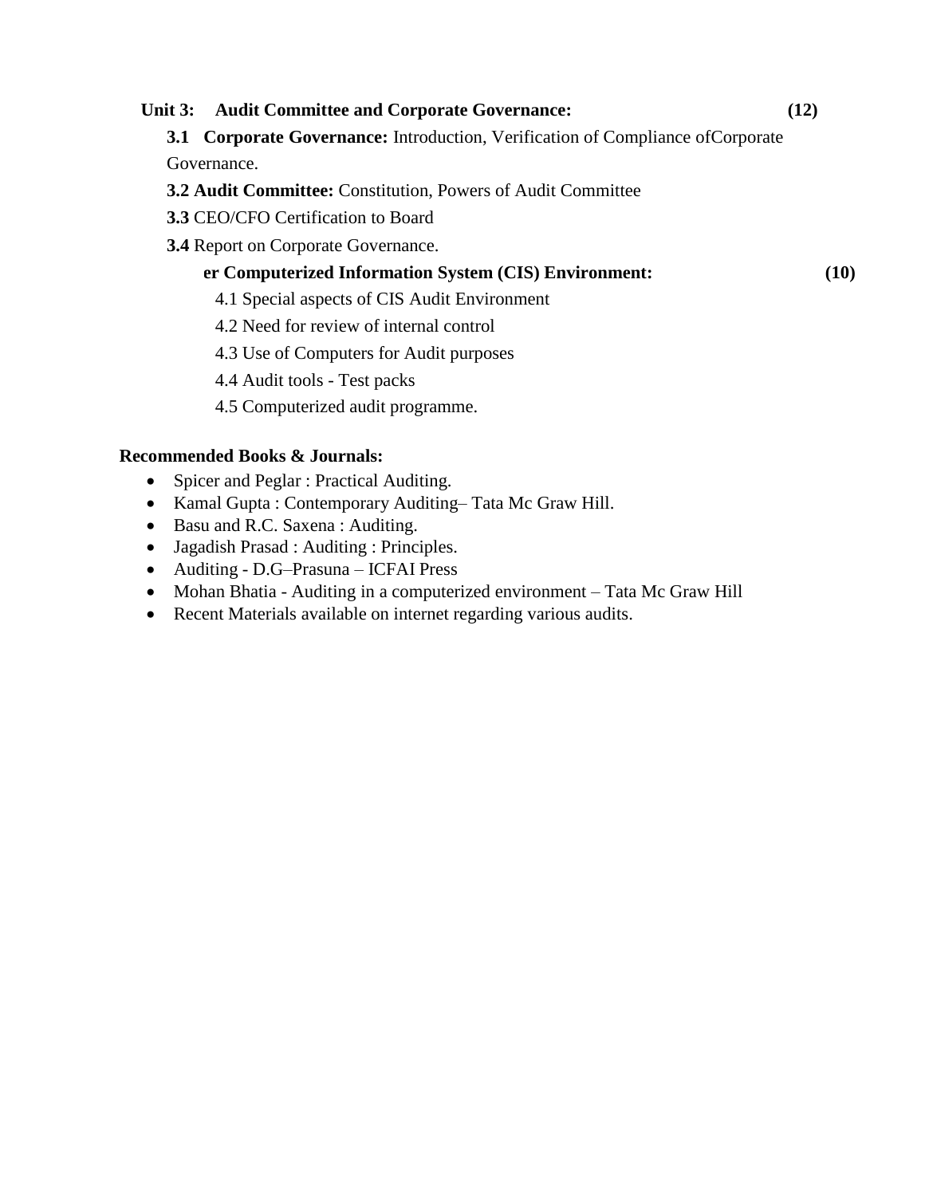**Unit 3: Audit Committee and Corporate Governance: (12)**

**3.1 Corporate Governance:** Introduction, Verification of Compliance ofCorporate Governance.

**3.2 Audit Committee:** Constitution, Powers of Audit Committee

**3.3** CEO/CFO Certification to Board

**3.4** Report on Corporate Governance.

**er Computerized Information System (CIS) Environment: (10)**

4.1 Special aspects of CIS Audit Environment

4.2 Need for review of internal control

4.3 Use of Computers for Audit purposes

4.4 Audit tools - Test packs

4.5 Computerized audit programme.

**Recommended Books & Journals:**

- Spicer and Peglar : Practical Auditing.
- Kamal Gupta : Contemporary Auditing– Tata Mc Graw Hill.
- Basu and R.C. Saxena : Auditing.
- Jagadish Prasad : Auditing : Principles.
- Auditing - D.G–Prasuna – ICFAI Press
- Mohan Bhatia - Auditing in a computerized environment – Tata Mc Graw Hill
- Recent Materials available on internet regarding various audits.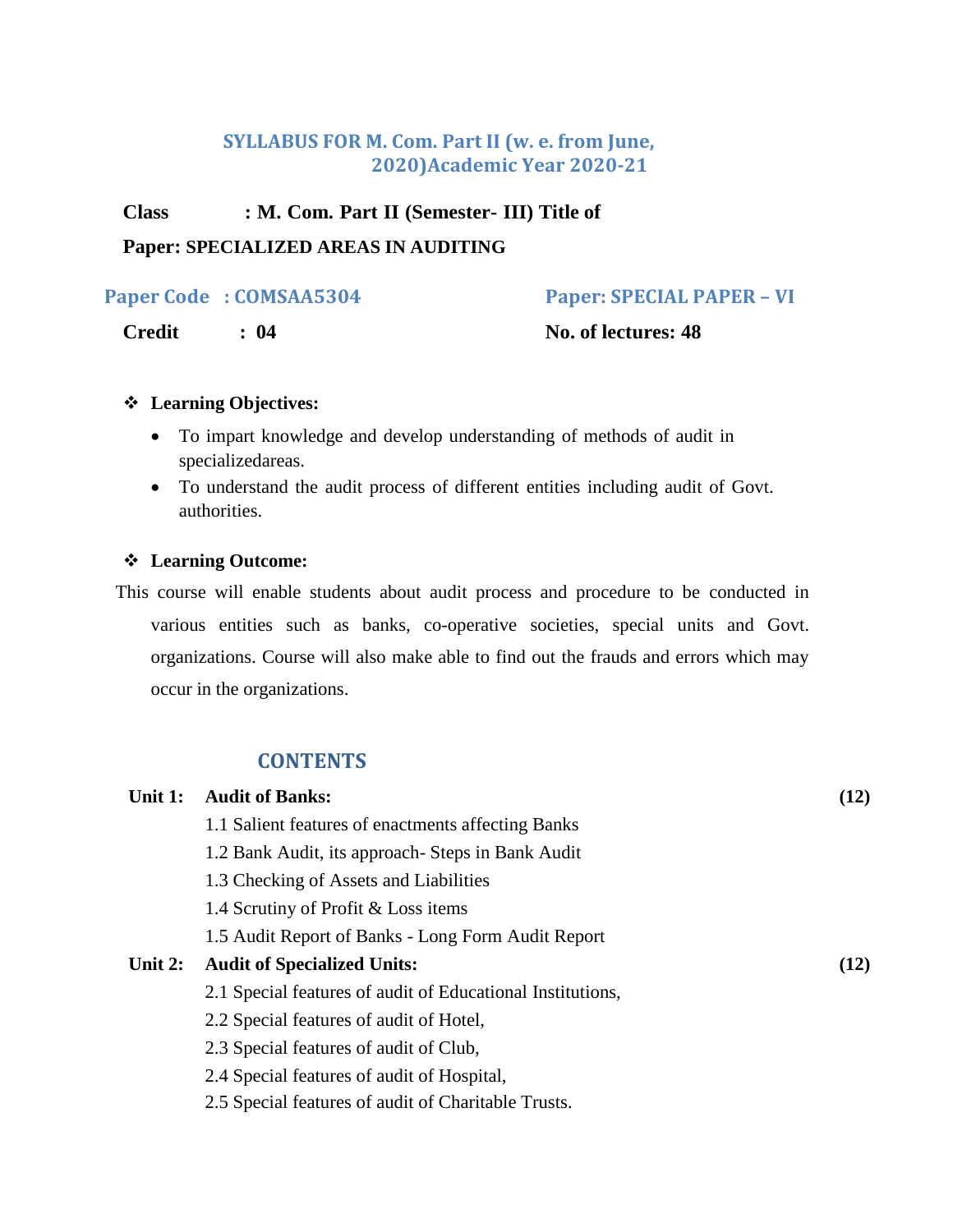## SYLLABUS FOR M. Com. Part II (w. e. from June, 2020)Academic Year 2020-21

**Class : M. Com. Part II (Semester- III) Title of**

**Paper: SPECIALIZED AREAS IN AUDITING**

**Paper Code : COMSAA5304** **Paper: SPECIAL PAPER – VI**

**Credit : 04** **No. of lectures: 48**

❖ **Learning Objectives:**

- To impart knowledge and develop understanding of methods of audit in specializedareas.
- To understand the audit process of different entities including audit of Govt. authorities.

❖ **Learning Outcome:**

This course will enable students about audit process and procedure to be conducted in various entities such as banks, co-operative societies, special units and Govt. organizations. Course will also make able to find out the frauds and errors which may occur in the organizations.

### CONTENTS

| | | |
|---|---|---|
| **Unit 1:** | **Audit of Banks:** | **(12)** |
| | 1.1 Salient features of enactments affecting Banks | |
| | 1.2 Bank Audit, its approach- Steps in Bank Audit | |
| | 1.3 Checking of Assets and Liabilities | |
| | 1.4 Scrutiny of Profit & Loss items | |
| | 1.5 Audit Report of Banks - Long Form Audit Report | |
| **Unit 2:** | **Audit of Specialized Units:** | **(12)** |
| | 2.1 Special features of audit of Educational Institutions, | |
| | 2.2 Special features of audit of Hotel, | |
| | 2.3 Special features of audit of Club, | |
| | 2.4 Special features of audit of Hospital, | |
| | 2.5 Special features of audit of Charitable Trusts. | |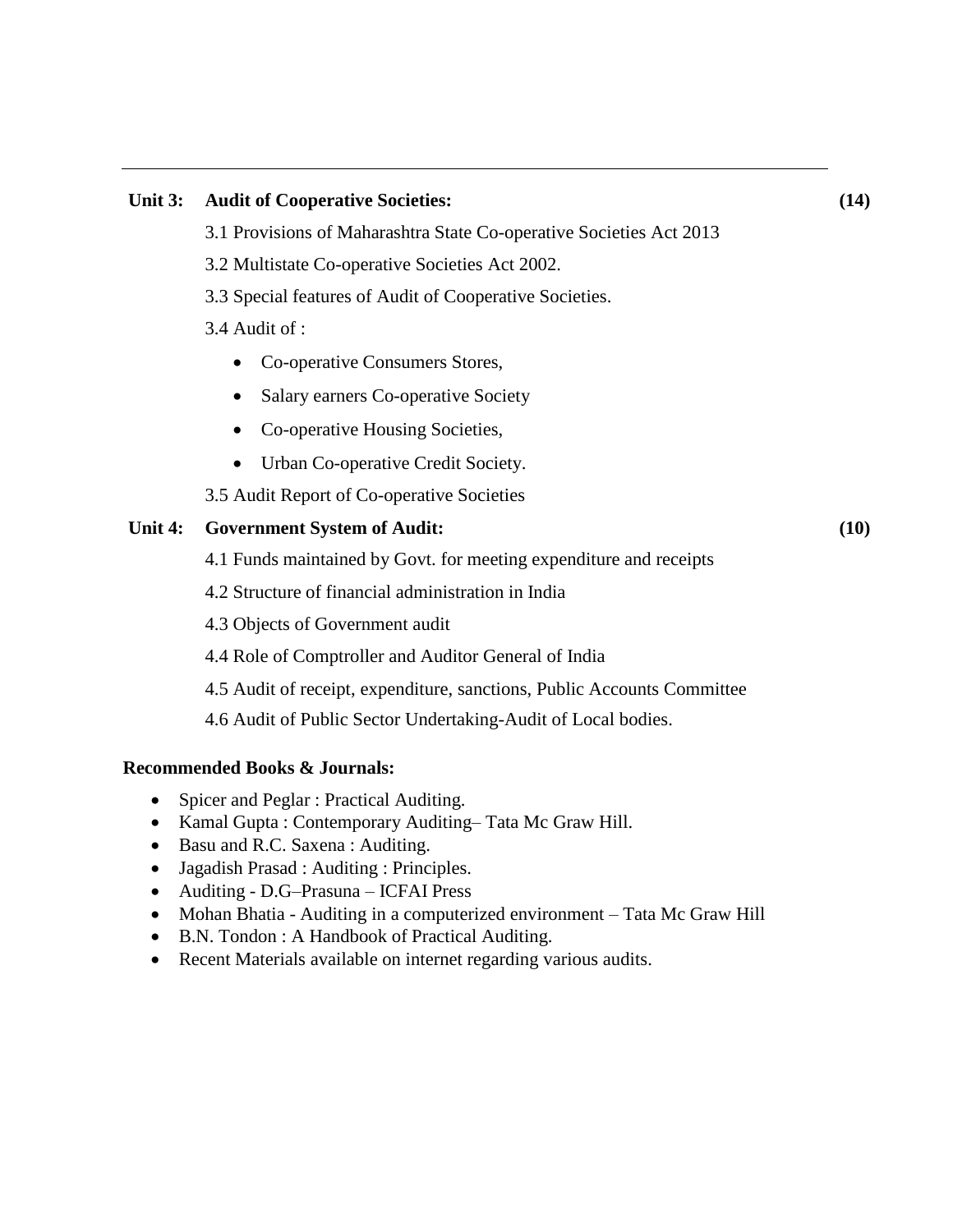**Unit 3: Audit of Cooperative Societies: (14)**

3.1 Provisions of Maharashtra State Co-operative Societies Act 2013

3.2 Multistate Co-operative Societies Act 2002.

3.3 Special features of Audit of Cooperative Societies.

3.4 Audit of :

- Co-operative Consumers Stores,
- Salary earners Co-operative Society
- Co-operative Housing Societies,
- Urban Co-operative Credit Society.

3.5 Audit Report of Co-operative Societies

**Unit 4: Government System of Audit: (10)**

4.1 Funds maintained by Govt. for meeting expenditure and receipts

4.2 Structure of financial administration in India

4.3 Objects of Government audit

4.4 Role of Comptroller and Auditor General of India

4.5 Audit of receipt, expenditure, sanctions, Public Accounts Committee

4.6 Audit of Public Sector Undertaking-Audit of Local bodies.

**Recommended Books & Journals:**

- Spicer and Peglar : Practical Auditing.
- Kamal Gupta : Contemporary Auditing– Tata Mc Graw Hill.
- Basu and R.C. Saxena : Auditing.
- Jagadish Prasad : Auditing : Principles.
- Auditing - D.G–Prasuna – ICFAI Press
- Mohan Bhatia - Auditing in a computerized environment – Tata Mc Graw Hill
- B.N. Tondon : A Handbook of Practical Auditing.
- Recent Materials available on internet regarding various audits.